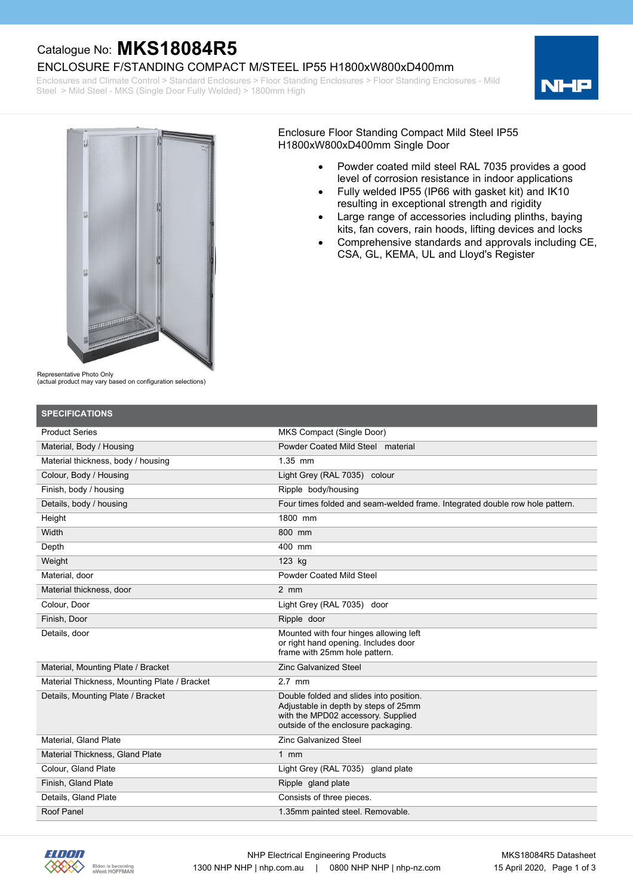Catalogue No: **MKS18084R5**

# ENCLOSURE F/STANDING COMPACT M/STEEL IP55 H1800xW800xD400mm

Enclosures and Climate Control > Standard Enclosures > Floor Standing Enclosures > Floor Standing Enclosures - Mild Steel > Mild Steel - MKS (Single Door Fully Welded) > 1800mm High

Representative Photo Only
(actual product may vary based on configuration selections)

Enclosure Floor Standing Compact Mild Steel IP55 H1800xW800xD400mm Single Door

- Powder coated mild steel RAL 7035 provides a good level of corrosion resistance in indoor applications
- Fully welded IP55 (IP66 with gasket kit) and IK10 resulting in exceptional strength and rigidity
- Large range of accessories including plinths, baying kits, fan covers, rain hoods, lifting devices and locks
- Comprehensive standards and approvals including CE, CSA, GL, KEMA, UL and Lloyd's Register

## SPECIFICATIONS

| | |
|---|---|
| Product Series | MKS Compact (Single Door) |
| Material, Body / Housing | Powder Coated Mild Steel material |
| Material thickness, body / housing | 1.35 mm |
| Colour, Body / Housing | Light Grey (RAL 7035) colour |
| Finish, body / housing | Ripple body/housing |
| Details, body / housing | Four times folded and seam-welded frame. Integrated double row hole pattern. |
| Height | 1800 mm |
| Width | 800 mm |
| Depth | 400 mm |
| Weight | 123 kg |
| Material, door | Powder Coated Mild Steel |
| Material thickness, door | 2 mm |
| Colour, Door | Light Grey (RAL 7035) door |
| Finish, Door | Ripple door |
| Details, door | Mounted with four hinges allowing left or right hand opening. Includes door frame with 25mm hole pattern. |
| Material, Mounting Plate / Bracket | Zinc Galvanized Steel |
| Material Thickness, Mounting Plate / Bracket | 2.7 mm |
| Details, Mounting Plate / Bracket | Double folded and slides into position. Adjustable in depth by steps of 25mm with the MPD02 accessory. Supplied outside of the enclosure packaging. |
| Material, Gland Plate | Zinc Galvanized Steel |
| Material Thickness, Gland Plate | 1 mm |
| Colour, Gland Plate | Light Grey (RAL 7035) gland plate |
| Finish, Gland Plate | Ripple gland plate |
| Details, Gland Plate | Consists of three pieces. |
| Roof Panel | 1.35mm painted steel. Removable. |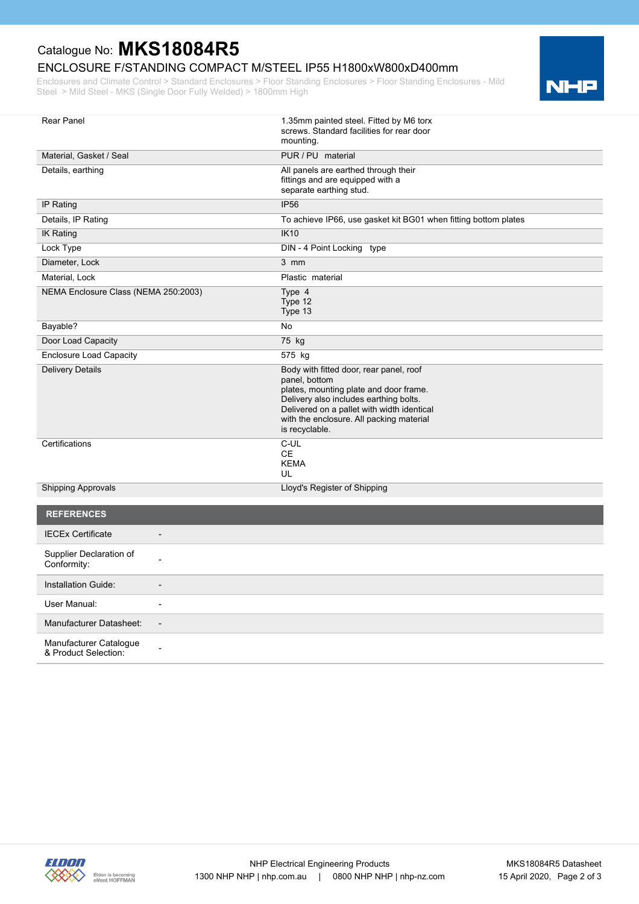Catalogue No: **MKS18084R5**

ENCLOSURE F/STANDING COMPACT M/STEEL IP55 H1800xW800xD400mm

Enclosures and Climate Control > Standard Enclosures > Floor Standing Enclosures > Floor Standing Enclosures - Mild Steel > Mild Steel - MKS (Single Door Fully Welded) > 1800mm High

| | |
|---|---|
| Rear Panel | 1.35mm painted steel. Fitted by M6 torx screws. Standard facilities for rear door mounting. |
| Material, Gasket / Seal | PUR / PU material |
| Details, earthing | All panels are earthed through their fittings and are equipped with a separate earthing stud. |
| IP Rating | IP56 |
| Details, IP Rating | To achieve IP66, use gasket kit BG01 when fitting bottom plates |
| IK Rating | IK10 |
| Lock Type | DIN - 4 Point Locking type |
| Diameter, Lock | 3 mm |
| Material, Lock | Plastic material |
| NEMA Enclosure Class (NEMA 250:2003) | Type 4<br>Type 12<br>Type 13 |
| Bayable? | No |
| Door Load Capacity | 75 kg |
| Enclosure Load Capacity | 575 kg |
| Delivery Details | Body with fitted door, rear panel, roof panel, bottom plates, mounting plate and door frame. Delivery also includes earthing bolts. Delivered on a pallet with width identical with the enclosure. All packing material is recyclable. |
| Certifications | C-UL<br>CE<br>KEMA<br>UL |
| Shipping Approvals | Lloyd's Register of Shipping |

## REFERENCES

| | |
|---|---|
| IECEx Certificate | - |
| Supplier Declaration of Conformity: | - |
| Installation Guide: | - |
| User Manual: | - |
| Manufacturer Datasheet: | - |
| Manufacturer Catalogue & Product Selection: | - |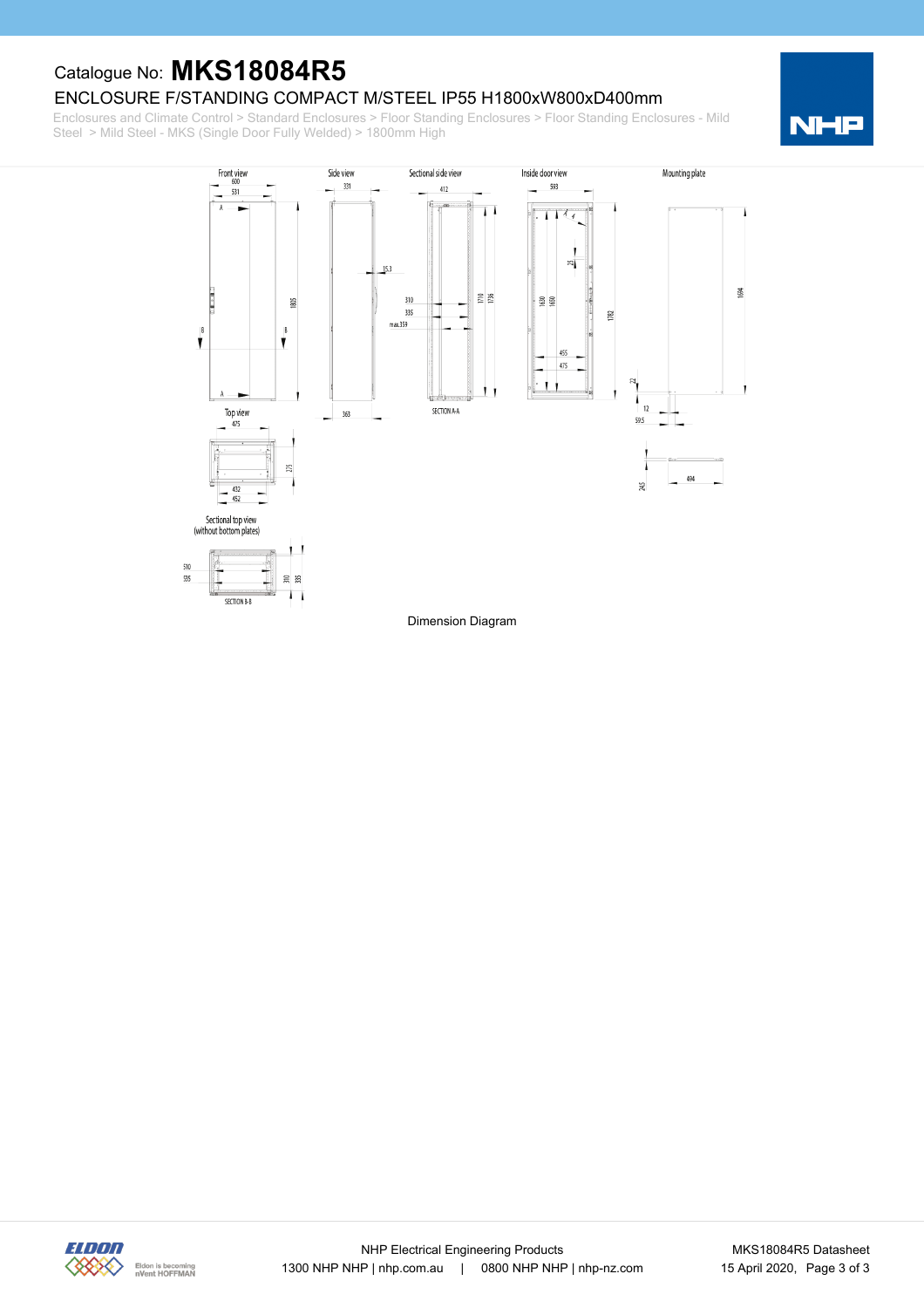Catalogue No: **MKS18084R5**

ENCLOSURE F/STANDING COMPACT M/STEEL IP55 H1800xW800xD400mm

Enclosures and Climate Control > Standard Enclosures > Floor Standing Enclosures > Floor Standing Enclosures - Mild Steel > Mild Steel - MKS (Single Door Fully Welded) > 1800mm High

Front view
600
531
1805

Side view
331
15.3
363

Sectional side view
412
310
335
max.359
1710
1736
SECTION A-A

Inside door view
593
25
1630
1660
1782
455
475

Mounting plate
1694
22
12
59.5
245
494

Top view
475
275
432
452

Sectional top view
(without bottom plates)
510
335
310
335
SECTION B-B

Dimension Diagram